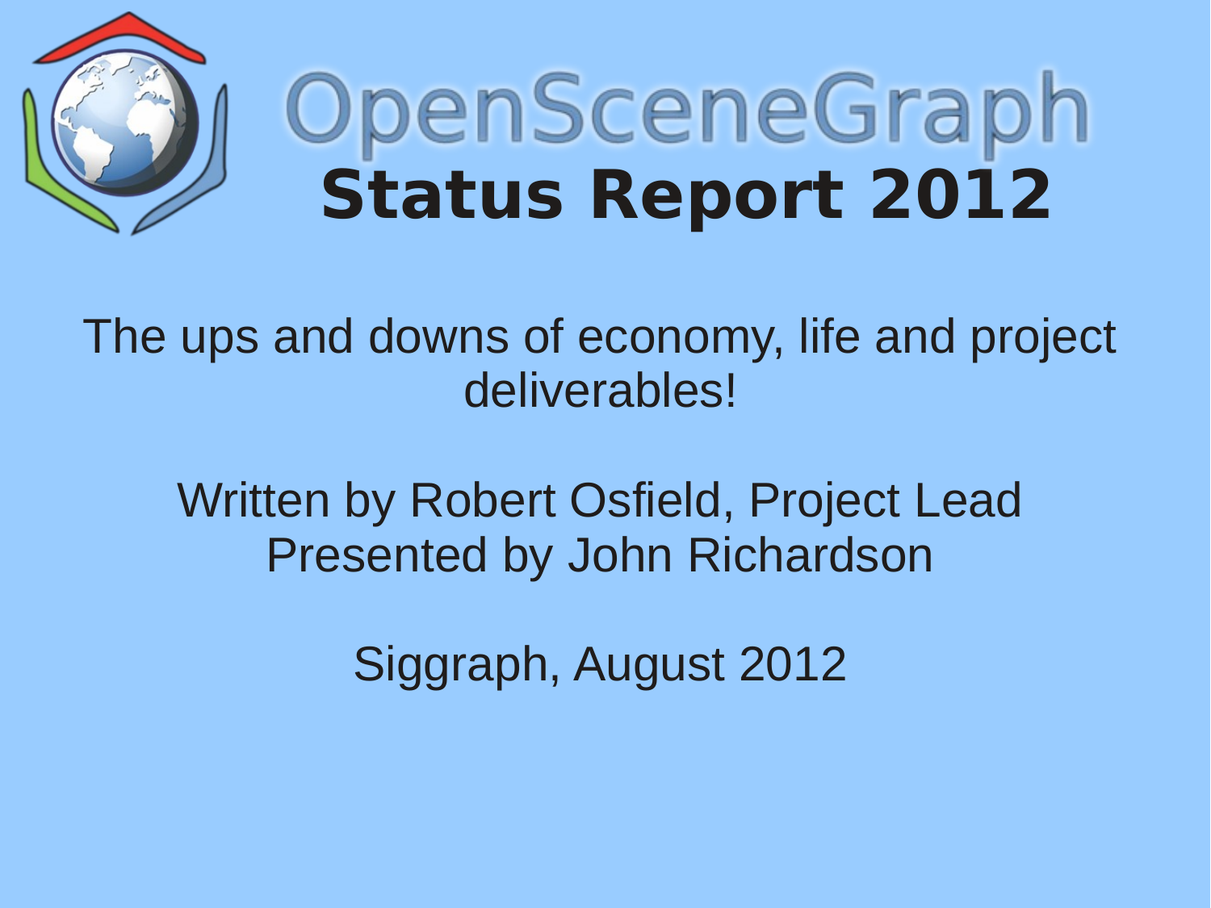# OpenSceneGraph
## Status Report 2012

The ups and downs of economy, life and project deliverables!

Written by Robert Osfield, Project Lead
Presented by John Richardson

Siggraph, August 2012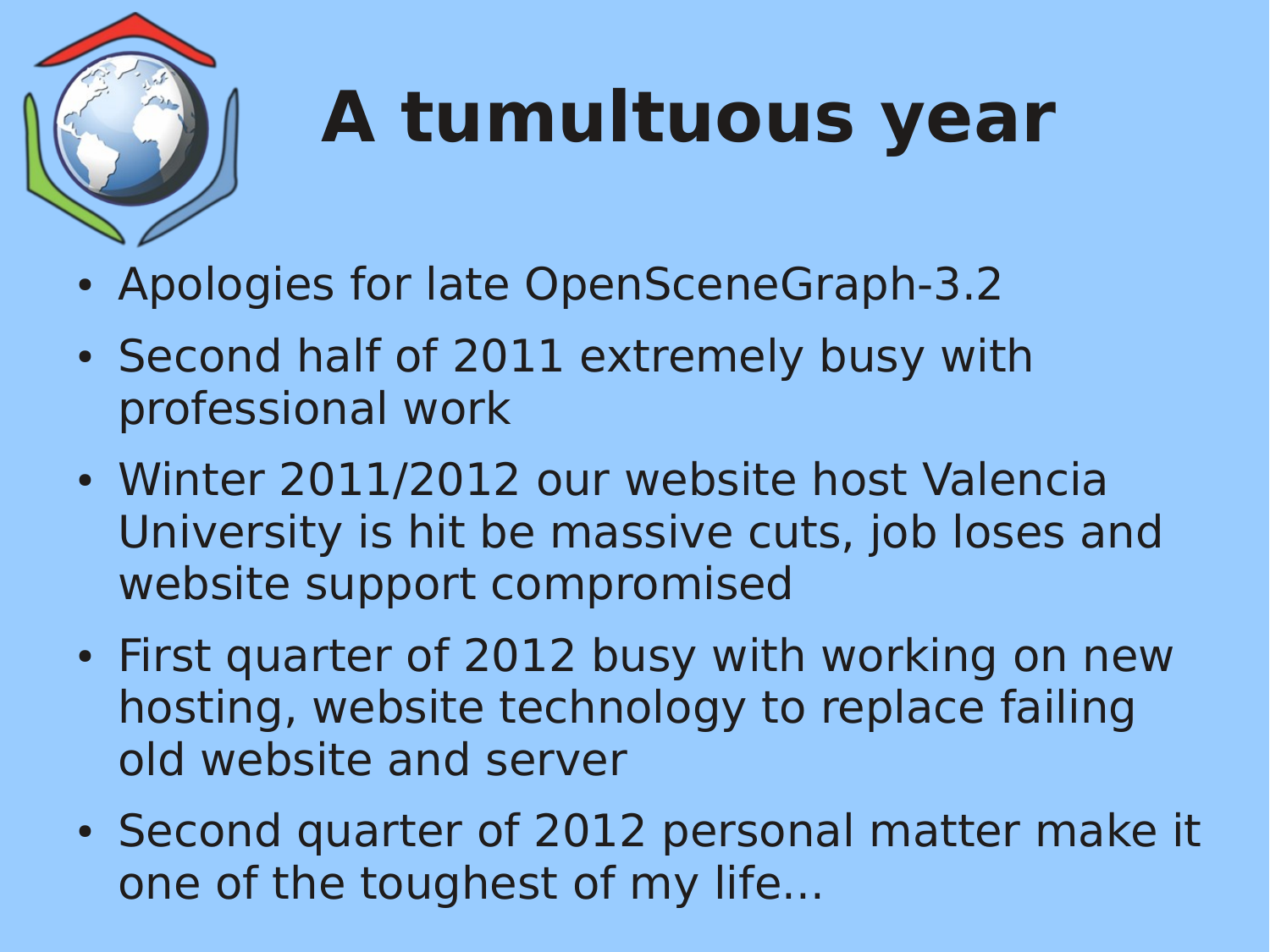# A tumultuous year

- Apologies for late OpenSceneGraph-3.2
- Second half of 2011 extremely busy with professional work
- Winter 2011/2012 our website host Valencia University is hit be massive cuts, job loses and website support compromised
- First quarter of 2012 busy with working on new hosting, website technology to replace failing old website and server
- Second quarter of 2012 personal matter make it one of the toughest of my life...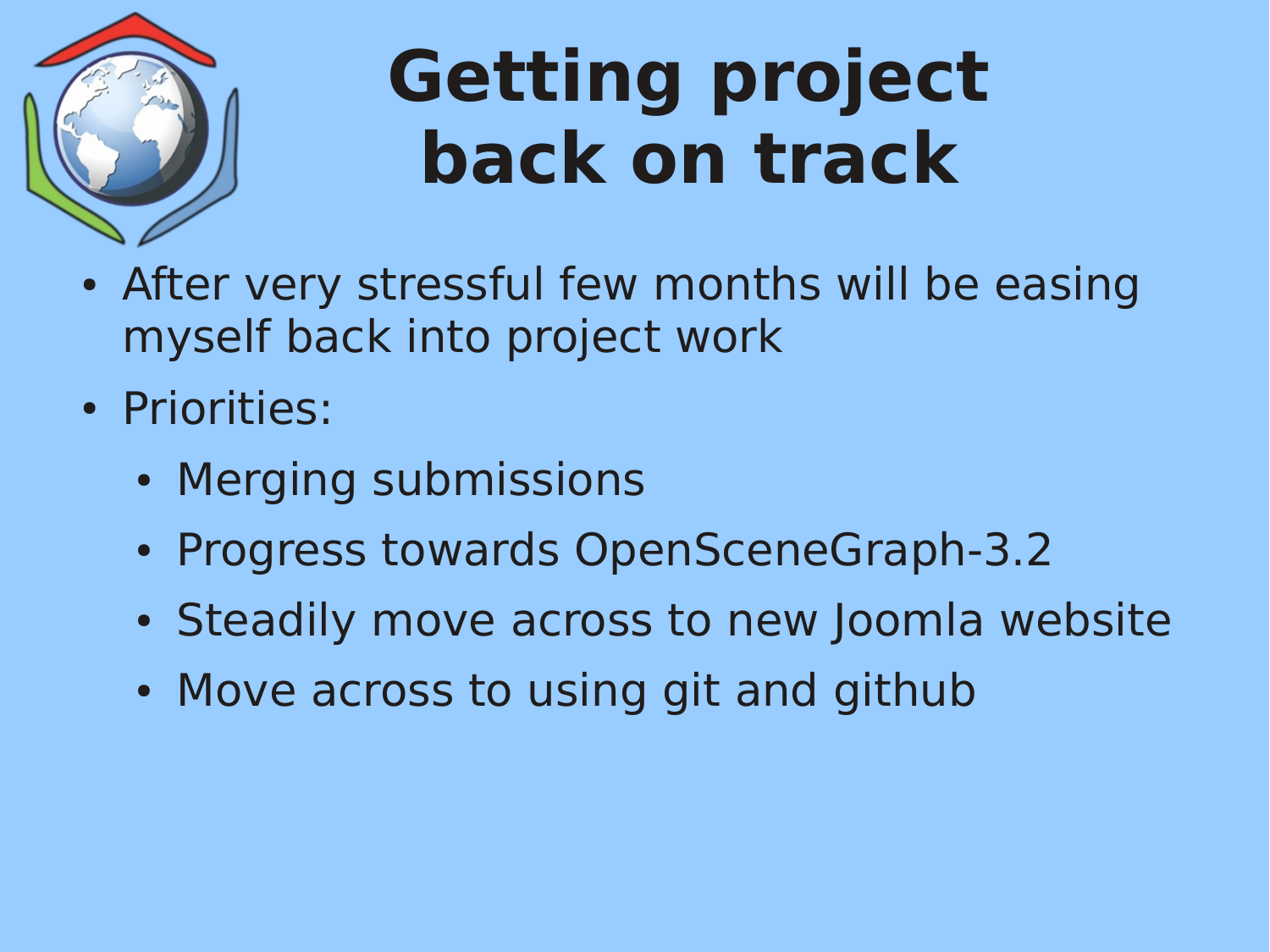# Getting project back on track

- After very stressful few months will be easing myself back into project work
- Priorities:
  - Merging submissions
  - Progress towards OpenSceneGraph-3.2
  - Steadily move across to new Joomla website
  - Move across to using git and github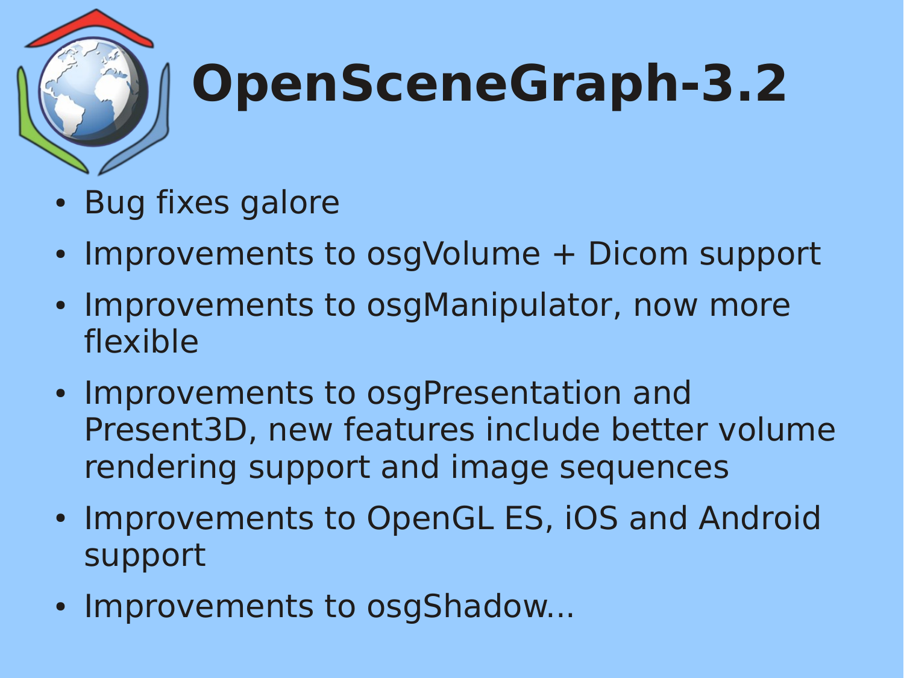# OpenSceneGraph-3.2

- Bug fixes galore
- Improvements to osgVolume + Dicom support
- Improvements to osgManipulator, now more flexible
- Improvements to osgPresentation and Present3D, new features include better volume rendering support and image sequences
- Improvements to OpenGL ES, iOS and Android support
- Improvements to osgShadow...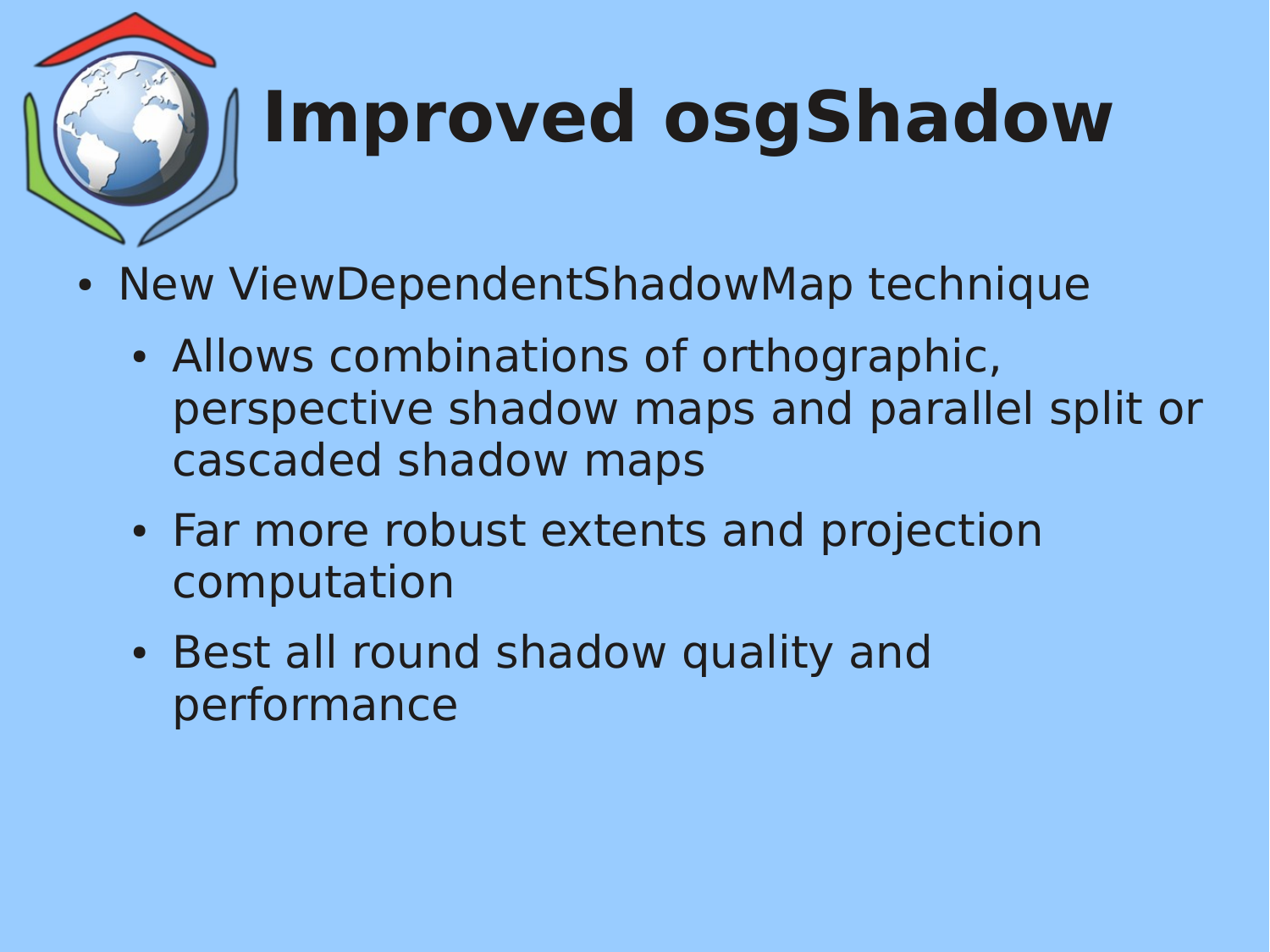# Improved osgShadow

- New ViewDependentShadowMap technique
  - Allows combinations of orthographic, perspective shadow maps and parallel split or cascaded shadow maps
  - Far more robust extents and projection computation
  - Best all round shadow quality and performance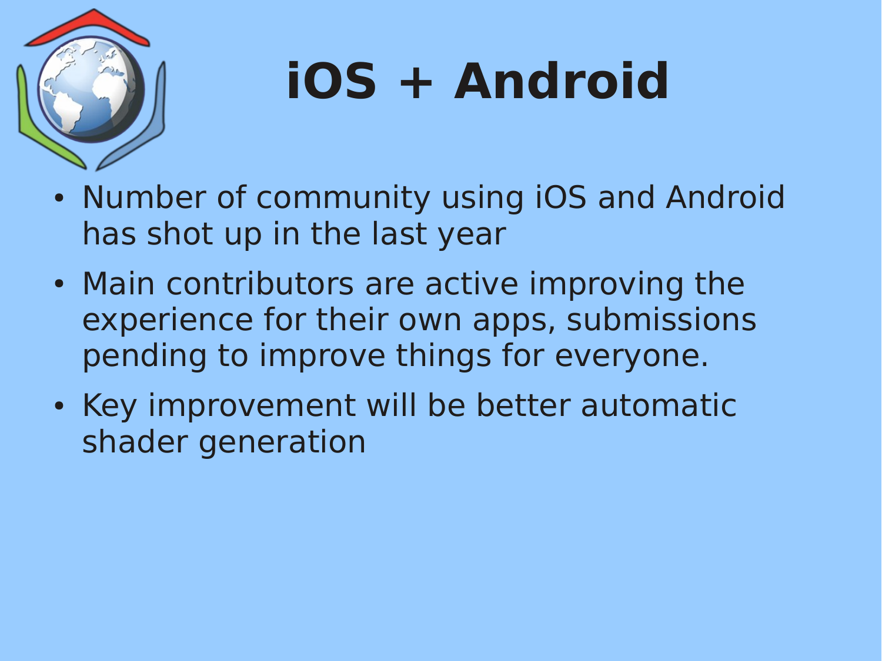# iOS + Android

- Number of community using iOS and Android has shot up in the last year
- Main contributors are active improving the experience for their own apps, submissions pending to improve things for everyone.
- Key improvement will be better automatic shader generation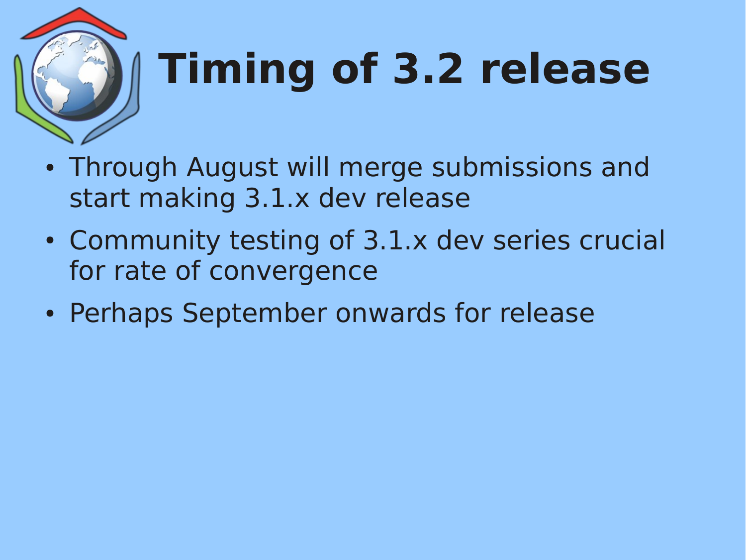# Timing of 3.2 release

- Through August will merge submissions and start making 3.1.x dev release
- Community testing of 3.1.x dev series crucial for rate of convergence
- Perhaps September onwards for release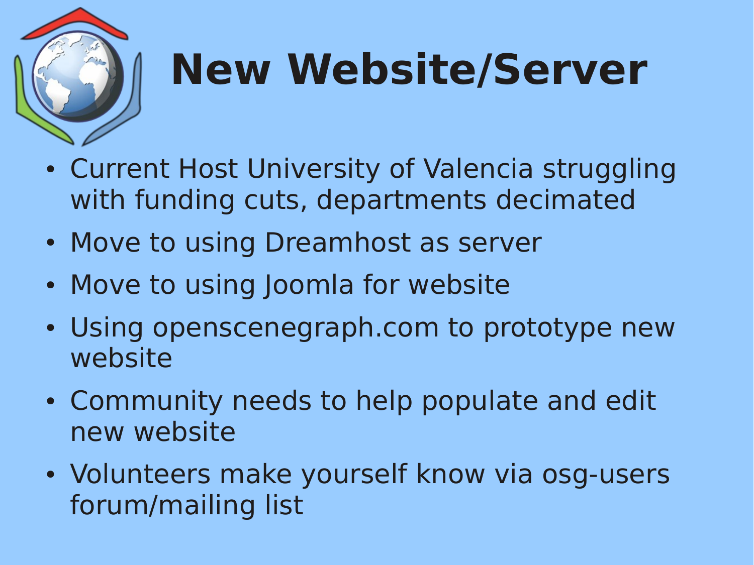# New Website/Server

- Current Host University of Valencia struggling with funding cuts, departments decimated
- Move to using Dreamhost as server
- Move to using Joomla for website
- Using openscenegraph.com to prototype new website
- Community needs to help populate and edit new website
- Volunteers make yourself know via osg-users forum/mailing list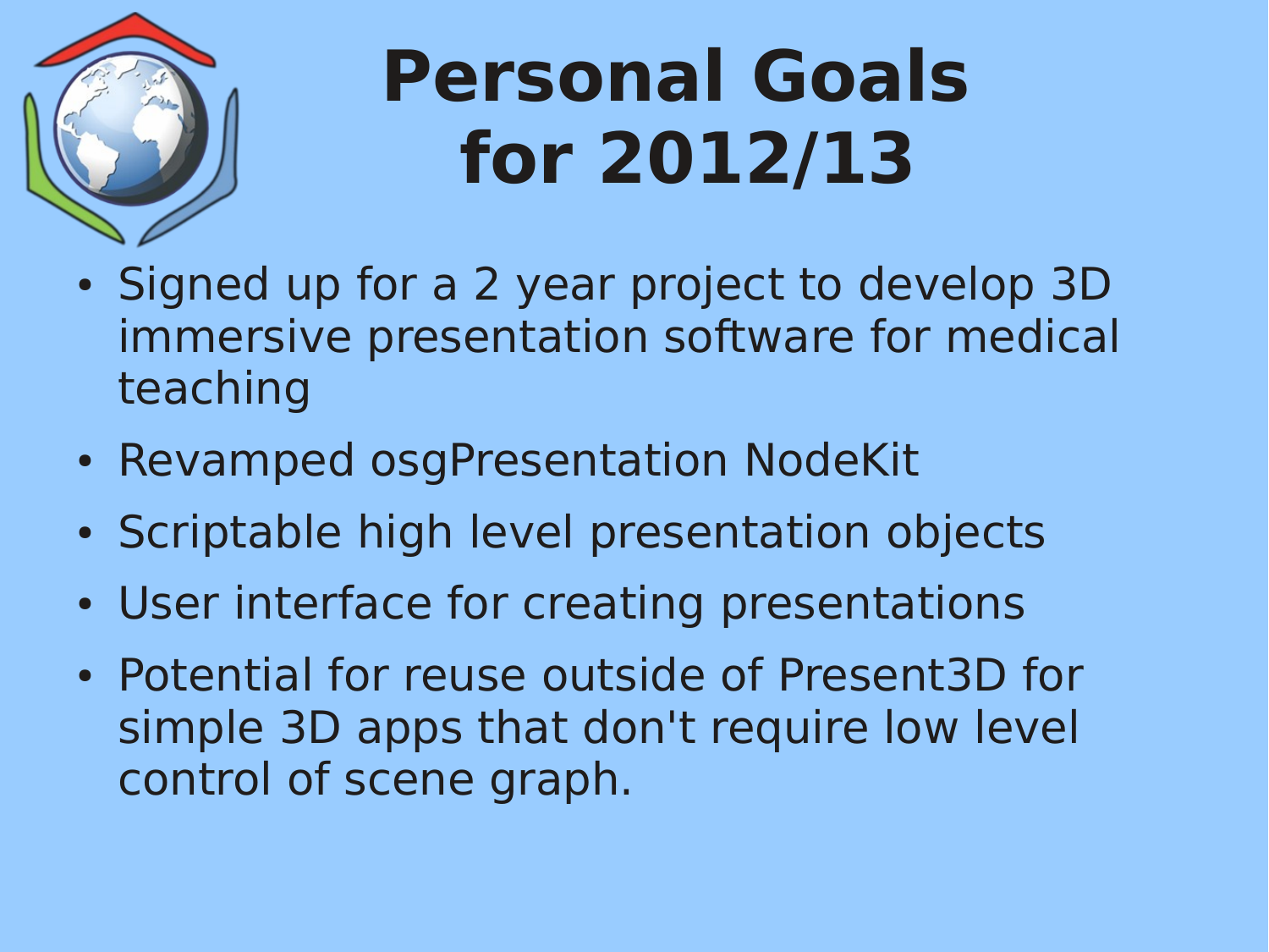# Personal Goals for 2012/13

- Signed up for a 2 year project to develop 3D immersive presentation software for medical teaching
- Revamped osgPresentation NodeKit
- Scriptable high level presentation objects
- User interface for creating presentations
- Potential for reuse outside of Present3D for simple 3D apps that don't require low level control of scene graph.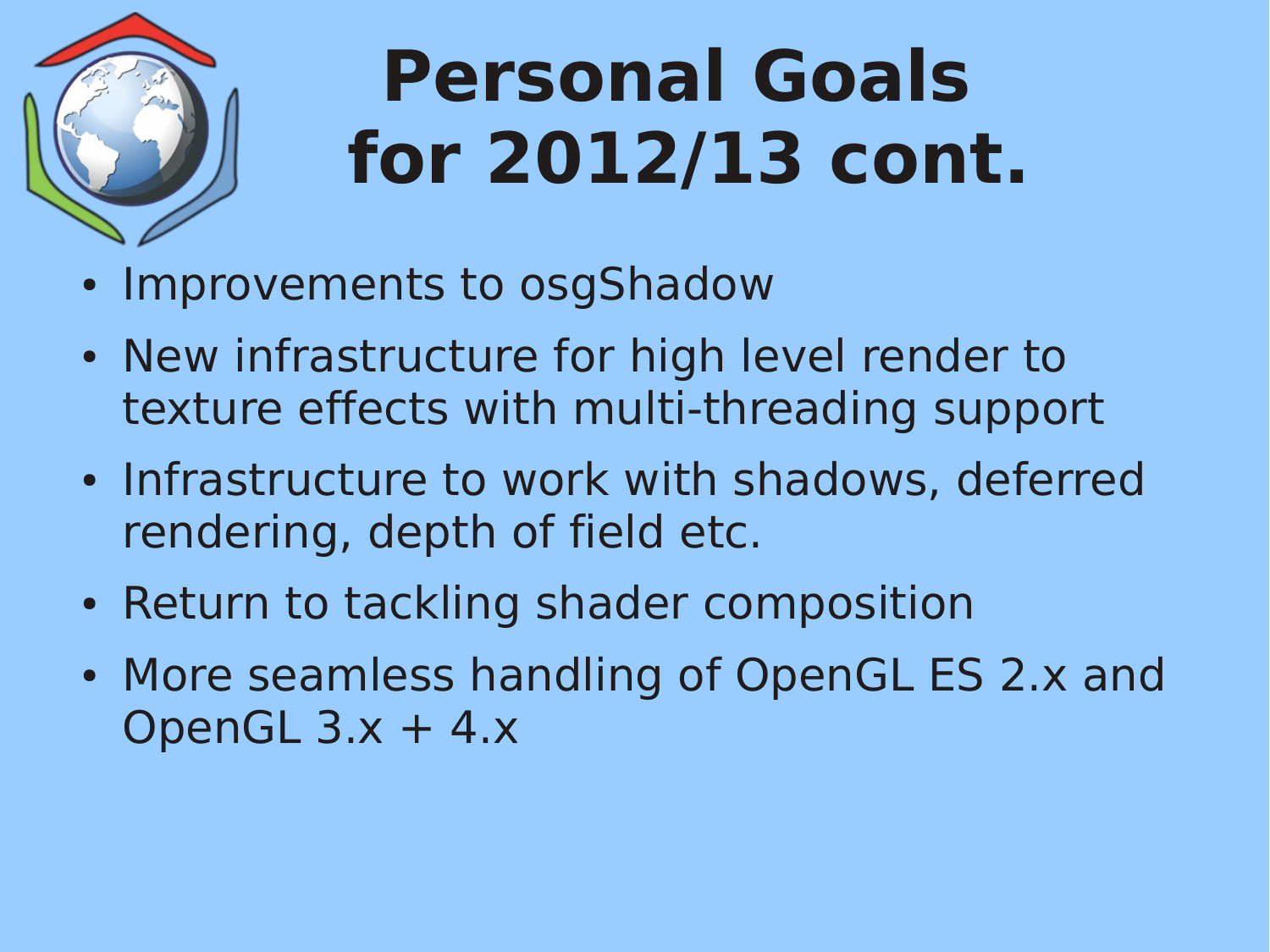# Personal Goals for 2012/13 cont.

- Improvements to osgShadow
- New infrastructure for high level render to texture effects with multi-threading support
- Infrastructure to work with shadows, deferred rendering, depth of field etc.
- Return to tackling shader composition
- More seamless handling of OpenGL ES 2.x and OpenGL 3.x + 4.x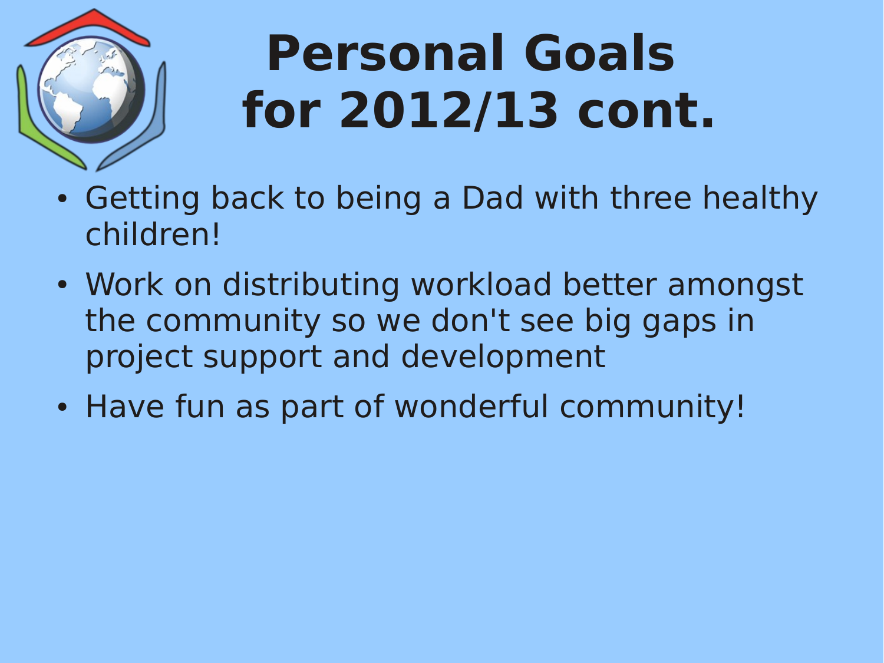# Personal Goals for 2012/13 cont.

- Getting back to being a Dad with three healthy children!
- Work on distributing workload better amongst the community so we don't see big gaps in project support and development
- Have fun as part of wonderful community!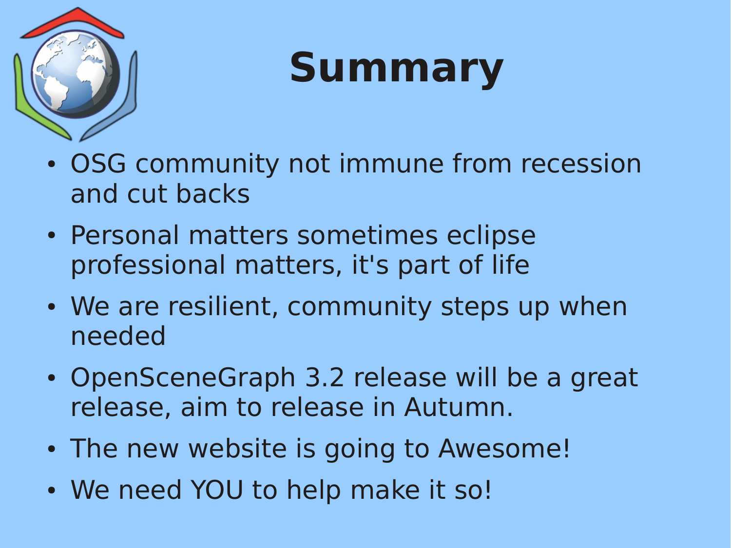# Summary

- OSG community not immune from recession and cut backs
- Personal matters sometimes eclipse professional matters, it's part of life
- We are resilient, community steps up when needed
- OpenSceneGraph 3.2 release will be a great release, aim to release in Autumn.
- The new website is going to Awesome!
- We need YOU to help make it so!